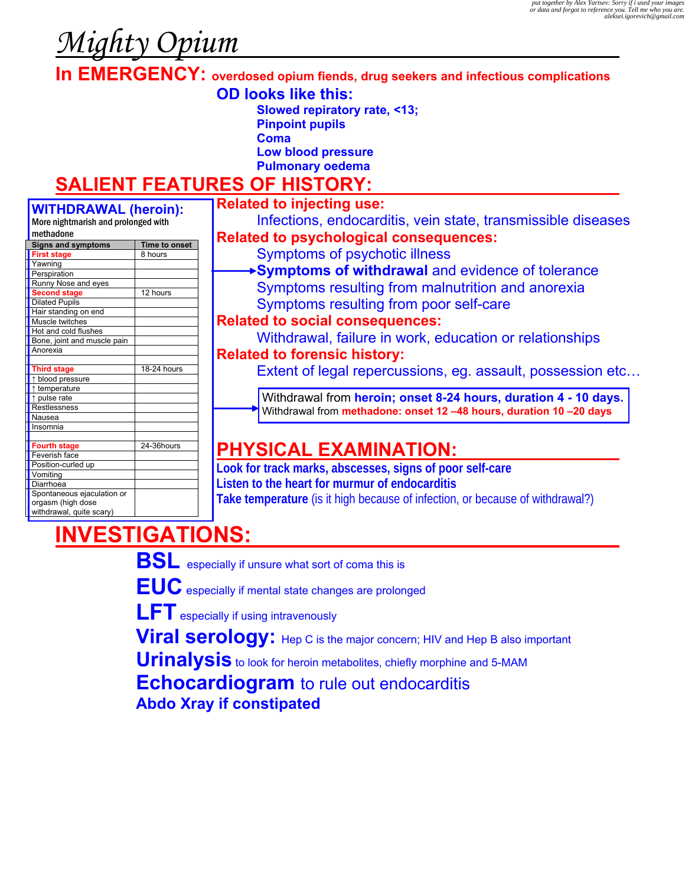*put together by Alex Yartsev: Sorry if i used your images or data and forgot to reference you. Tell me who you are. aleksei.igorevich@gmail.com*

# Mighty Opium

## In EMERGENCY: overdosed opium fiends, drug seekers and infectious complications

### OD looks like this:

- **Slowed repiratory rate, <13;**
- **Pinpoint pupils**
- **Coma**
- **Low blood pressure**
- **Pulmonary oedema**

## SALIENT FEATURES OF HISTORY:

### WITHDRAWAL (heroin):

More nightmarish and prolonged with methadone

| Signs and symptoms | Time to onset |
|---|---|
| **First stage** | 8 hours |
| Yawning | |
| Perspiration | |
| Runny Nose and eyes | |
| **Second stage** | 12 hours |
| Dilated Pupils | |
| Hair standing on end | |
| Muscle twitches | |
| Hot and cold flushes | |
| Bone, joint and muscle pain | |
| Anorexia | |
| | |
| **Third stage** | 18-24 hours |
| ↑ blood pressure | |
| ↑ temperature | |
| ↑ pulse rate | |
| Restlessness | |
| Nausea | |
| Insomnia | |
| | |
| **Fourth stage** | 24-36hours |
| Feverish face | |
| Position-curled up | |
| Vomiting | |
| Diarrhoea | |
| Spontaneous ejaculation or orgasm (high dose withdrawal, quite scary) | |

**Related to injecting use:**

Infections, endocarditis, vein state, transmissible diseases

**Related to psychological consequences:**

Symptoms of psychotic illness

**Symptoms of withdrawal** and evidence of tolerance

Symptoms resulting from malnutrition and anorexia

Symptoms resulting from poor self-care

**Related to social consequences:**

Withdrawal, failure in work, education or relationships

**Related to forensic history:**

Extent of legal repercussions, eg. assault, possession etc…

Withdrawal from **heroin; onset 8-24 hours, duration 4 - 10 days.**
Withdrawal from **methadone: onset 12 –48 hours, duration 10 –20 days**

## PHYSICAL EXAMINATION:

**Look for track marks, abscesses, signs of poor self-care**

**Listen to the heart for murmur of endocarditis**

**Take temperature** (is it high because of infection, or because of withdrawal?)

## INVESTIGATIONS:

**BSL** especially if unsure what sort of coma this is

**EUC** especially if mental state changes are prolonged

**LFT** especially if using intravenously

**Viral serology:** Hep C is the major concern; HIV and Hep B also important

**Urinalysis** to look for heroin metabolites, chiefly morphine and 5-MAM

**Echocardiogram** to rule out endocarditis

**Abdo Xray if constipated**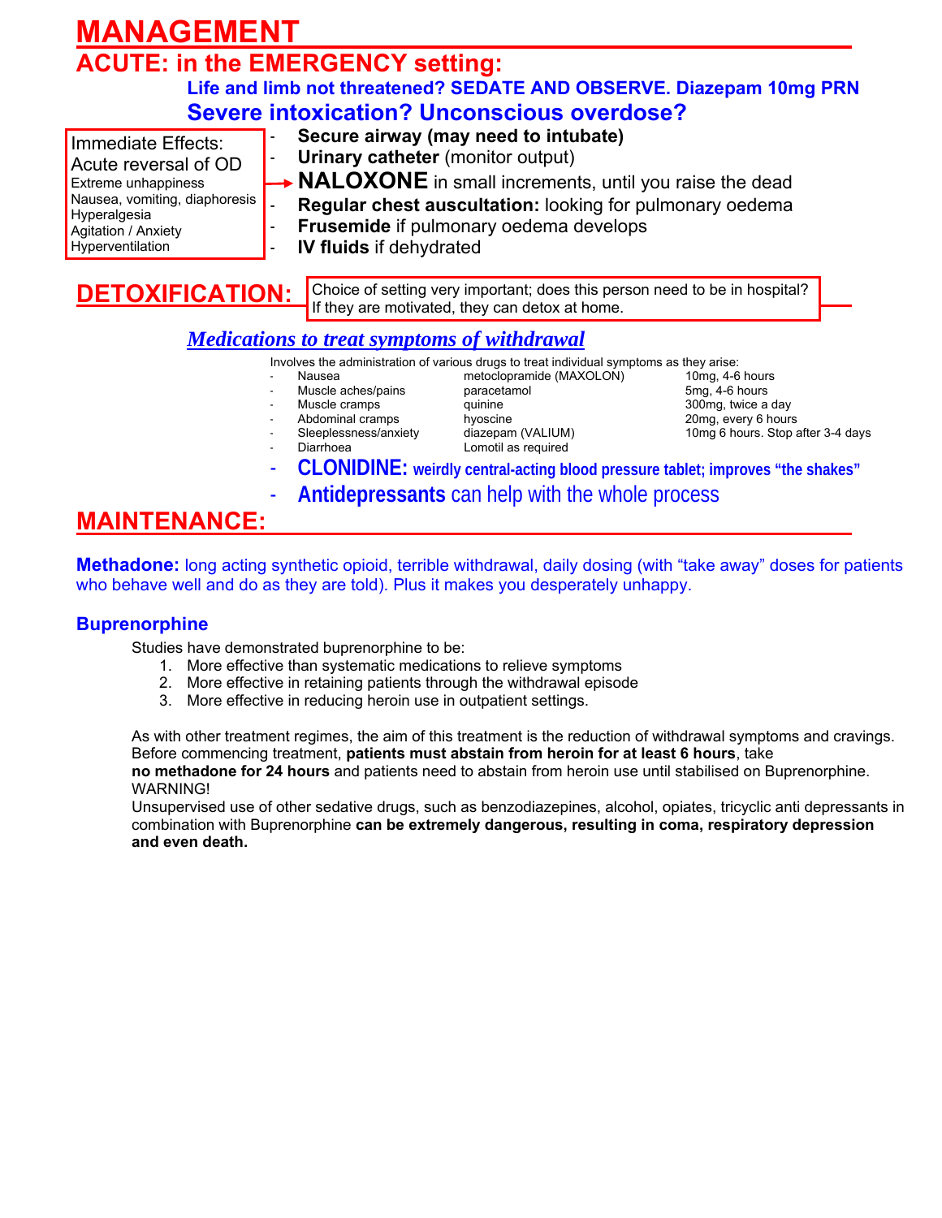# MANAGEMENT

## ACUTE: in the EMERGENCY setting:

**Life and limb not threatened? SEDATE AND OBSERVE. Diazepam 10mg PRN**

**Severe intoxication? Unconscious overdose?**

- **Secure airway (may need to intubate)**
- **Urinary catheter** (monitor output)
- **NALOXONE** in small increments, until you raise the dead
- **Regular chest auscultation:** looking for pulmonary oedema
- **Frusemide** if pulmonary oedema develops
- **IV fluids** if dehydrated

Immediate Effects:
Acute reversal of OD
Extreme unhappiness
Nausea, vomiting, diaphoresis
Hyperalgesia
Agitation / Anxiety
Hyperventilation

## DETOXIFICATION:

Choice of setting very important; does this person need to be in hospital? If they are motivated, they can detox at home.

### *Medications to treat symptoms of withdrawal*

Involves the administration of various drugs to treat individual symptoms as they arise:

| Symptom | Drug | Dose |
|---|---|---|
| Nausea | metoclopramide (MAXOLON) | 10mg, 4-6 hours |
| Muscle aches/pains | paracetamol | 5mg, 4-6 hours |
| Muscle cramps | quinine | 300mg, twice a day |
| Abdominal cramps | hyoscine | 20mg, every 6 hours |
| Sleeplessness/anxiety | diazepam (VALIUM) | 10mg 6 hours. Stop after 3-4 days |
| Diarrhoea | Lomotil as required | |

- **CLONIDINE:** **weirdly central-acting blood pressure tablet; improves "the shakes"**
- **Antidepressants** can help with the whole process

## MAINTENANCE:

**Methadone:** long acting synthetic opioid, terrible withdrawal, daily dosing (with "take away" doses for patients who behave well and do as they are told). Plus it makes you desperately unhappy.

### Buprenorphine

Studies have demonstrated buprenorphine to be:

1. More effective than systematic medications to relieve symptoms
2. More effective in retaining patients through the withdrawal episode
3. More effective in reducing heroin use in outpatient settings.

As with other treatment regimes, the aim of this treatment is the reduction of withdrawal symptoms and cravings. Before commencing treatment, **patients must abstain from heroin for at least 6 hours**, take **no methadone for 24 hours** and patients need to abstain from heroin use until stabilised on Buprenorphine.
WARNING!
Unsupervised use of other sedative drugs, such as benzodiazepines, alcohol, opiates, tricyclic anti depressants in combination with Buprenorphine **can be extremely dangerous, resulting in coma, respiratory depression and even death.**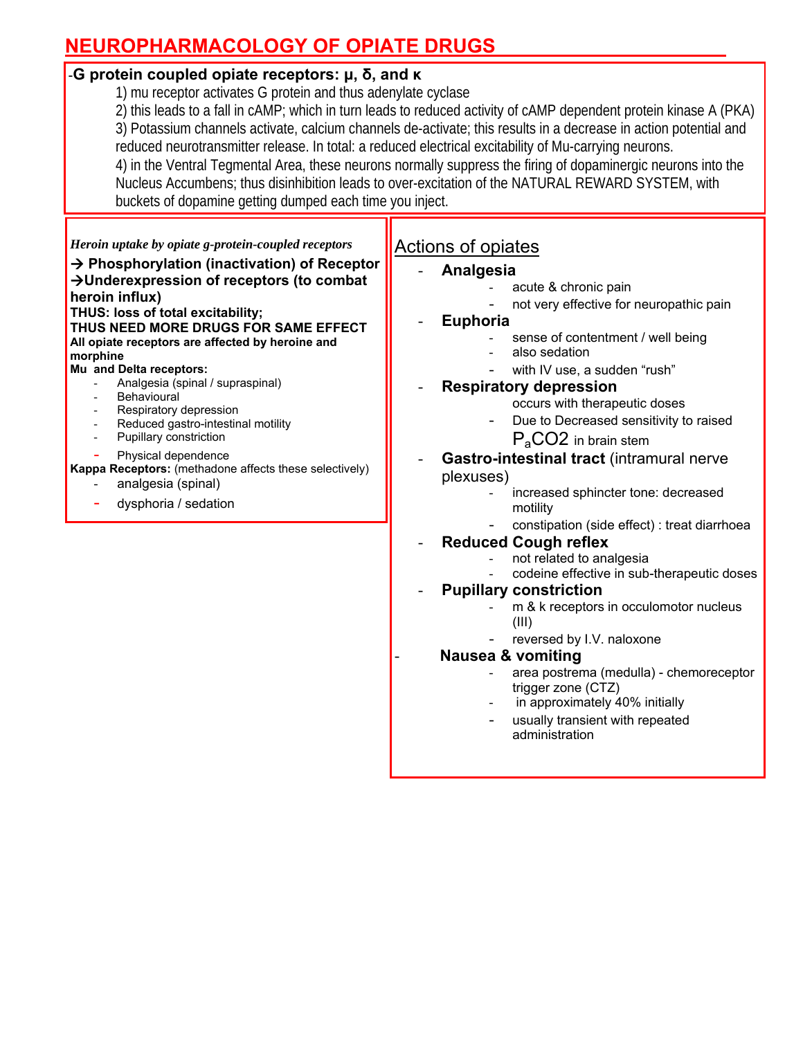# NEUROPHARMACOLOGY OF OPIATE DRUGS

-**G protein coupled opiate receptors: μ, δ, and κ**

1) mu receptor activates G protein and thus adenylate cyclase
2) this leads to a fall in cAMP; which in turn leads to reduced activity of cAMP dependent protein kinase A (PKA)
3) Potassium channels activate, calcium channels de-activate; this results in a decrease in action potential and reduced neurotransmitter release. In total: a reduced electrical excitability of Mu-carrying neurons.
4) in the Ventral Tegmental Area, these neurons normally suppress the firing of dopaminergic neurons into the Nucleus Accumbens; thus disinhibition leads to over-excitation of the NATURAL REWARD SYSTEM, with buckets of dopamine getting dumped each time you inject.

***Heroin uptake by opiate g-protein-coupled receptors***

**→ Phosphorylation (inactivation) of Receptor**
**→Underexpression of receptors (to combat heroin influx)**
**THUS: loss of total excitability;**
**THUS NEED MORE DRUGS FOR SAME EFFECT**
**All opiate receptors are affected by heroine and morphine**

**Mu and Delta receptors:**

- Analgesia (spinal / supraspinal)
- Behavioural
- Respiratory depression
- Reduced gastro-intestinal motility
- Pupillary constriction
- Physical dependence

**Kappa Receptors:** (methadone affects these selectively)

- analgesia (spinal)
- dysphoria / sedation

## Actions of opiates

- **Analgesia**
  - acute & chronic pain
  - not very effective for neuropathic pain
- **Euphoria**
  - sense of contentment / well being
  - also sedation
  - with IV use, a sudden "rush"
- **Respiratory depression**
  - occurs with therapeutic doses
  - Due to Decreased sensitivity to raised $P_aCO_2$ in brain stem
- **Gastro-intestinal tract** (intramural nerve plexuses)
  - increased sphincter tone: decreased motility
  - constipation (side effect) : treat diarrhoea
- **Reduced Cough reflex**
  - not related to analgesia
  - codeine effective in sub-therapeutic doses
- **Pupillary constriction**
  - m & k receptors in occulomotor nucleus (III)
  - reversed by I.V. naloxone
- **Nausea & vomiting**
  - area postrema (medulla) - chemoreceptor trigger zone (CTZ)
  - in approximately 40% initially
  - usually transient with repeated administration